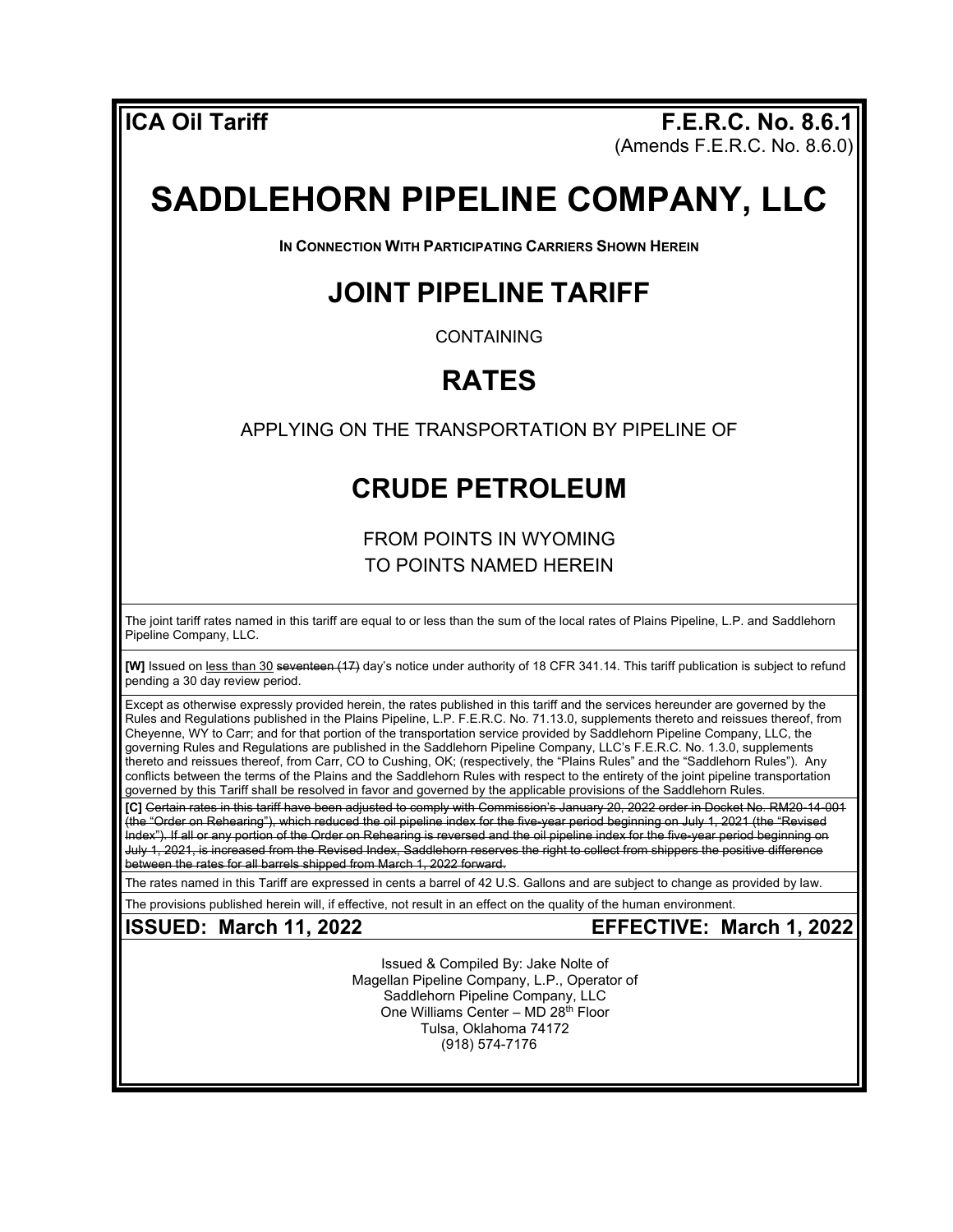**ICA Oil Tariff** **F.E.R.C. No. 8.6.1**
(Amends F.E.R.C. No. 8.6.0)

# SADDLEHORN PIPELINE COMPANY, LLC

**IN CONNECTION WITH PARTICIPATING CARRIERS SHOWN HEREIN**

## JOINT PIPELINE TARIFF

CONTAINING

## RATES

APPLYING ON THE TRANSPORTATION BY PIPELINE OF

## CRUDE PETROLEUM

FROM POINTS IN WYOMING
TO POINTS NAMED HEREIN

The joint tariff rates named in this tariff are equal to or less than the sum of the local rates of Plains Pipeline, L.P. and Saddlehorn Pipeline Company, LLC.

**[W]** Issued on less than 30 ~~seventeen (17)~~ day's notice under authority of 18 CFR 341.14. This tariff publication is subject to refund pending a 30 day review period.

Except as otherwise expressly provided herein, the rates published in this tariff and the services hereunder are governed by the Rules and Regulations published in the Plains Pipeline, L.P. F.E.R.C. No. 71.13.0, supplements thereto and reissues thereof, from Cheyenne, WY to Carr; and for that portion of the transportation service provided by Saddlehorn Pipeline Company, LLC, the governing Rules and Regulations are published in the Saddlehorn Pipeline Company, LLC's F.E.R.C. No. 1.3.0, supplements thereto and reissues thereof, from Carr, CO to Cushing, OK; (respectively, the "Plains Rules" and the "Saddlehorn Rules"). Any conflicts between the terms of the Plains and the Saddlehorn Rules with respect to the entirety of the joint pipeline transportation governed by this Tariff shall be resolved in favor and governed by the applicable provisions of the Saddlehorn Rules.

**[C]** ~~Certain rates in this tariff have been adjusted to comply with Commission's January 20, 2022 order in Docket No. RM20-14-001 (the "Order on Rehearing"), which reduced the oil pipeline index for the five-year period beginning on July 1, 2021 (the "Revised Index"). If all or any portion of the Order on Rehearing is reversed and the oil pipeline index for the five-year period beginning on July 1, 2021, is increased from the Revised Index, Saddlehorn reserves the right to collect from shippers the positive difference between the rates for all barrels shipped from March 1, 2022 forward.~~

The rates named in this Tariff are expressed in cents a barrel of 42 U.S. Gallons and are subject to change as provided by law.

The provisions published herein will, if effective, not result in an effect on the quality of the human environment.

**ISSUED: March 11, 2022** **EFFECTIVE: March 1, 2022**

Issued & Compiled By: Jake Nolte of
Magellan Pipeline Company, L.P., Operator of
Saddlehorn Pipeline Company, LLC
One Williams Center – MD 28th Floor
Tulsa, Oklahoma 74172
(918) 574-7176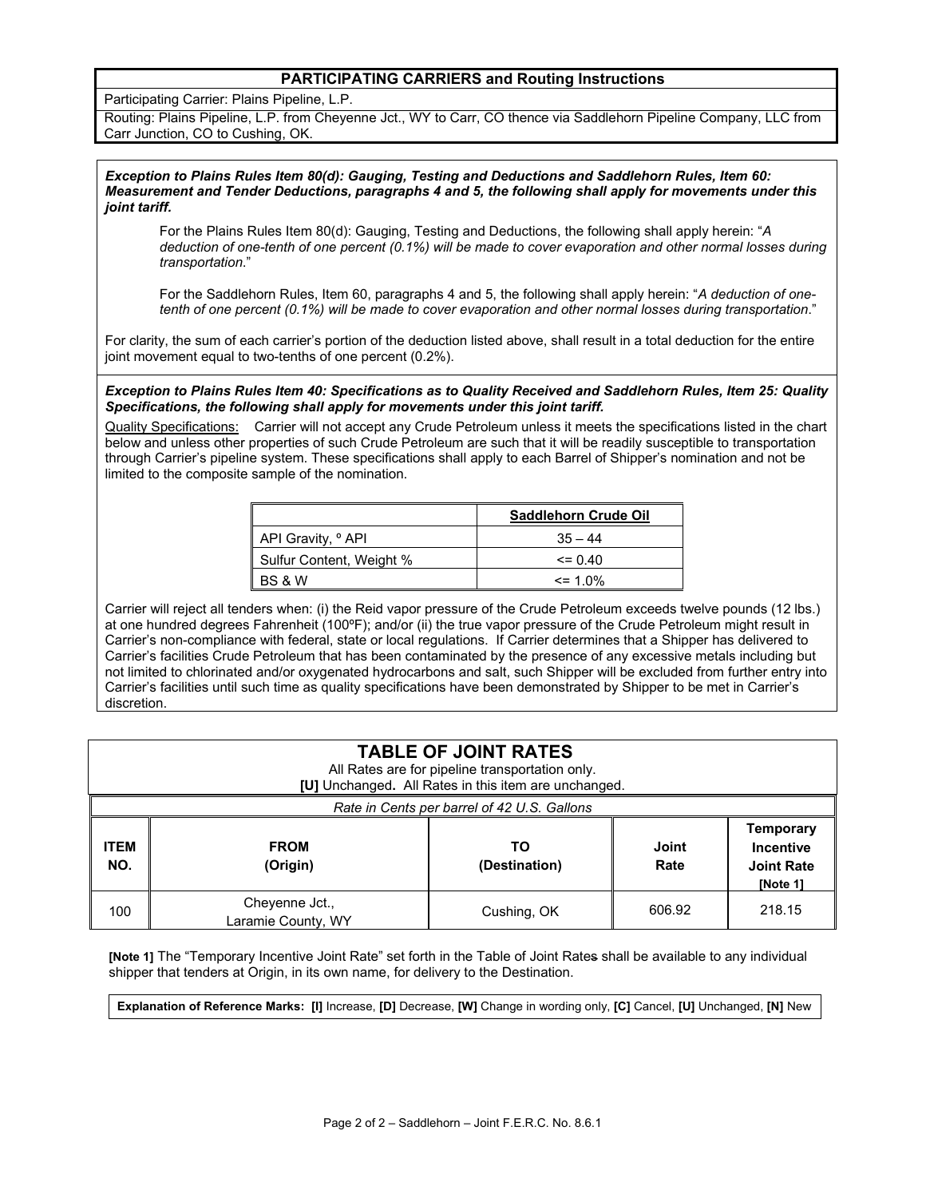## PARTICIPATING CARRIERS and Routing Instructions

Participating Carrier: Plains Pipeline, L.P.

Routing: Plains Pipeline, L.P. from Cheyenne Jct., WY to Carr, CO thence via Saddlehorn Pipeline Company, LLC from Carr Junction, CO to Cushing, OK.

***Exception to Plains Rules Item 80(d): Gauging, Testing and Deductions and Saddlehorn Rules, Item 60: Measurement and Tender Deductions, paragraphs 4 and 5, the following shall apply for movements under this joint tariff.***

For the Plains Rules Item 80(d): Gauging, Testing and Deductions, the following shall apply herein: "*A deduction of one-tenth of one percent (0.1%) will be made to cover evaporation and other normal losses during transportation.*"

For the Saddlehorn Rules, Item 60, paragraphs 4 and 5, the following shall apply herein: "*A deduction of one-tenth of one percent (0.1%) will be made to cover evaporation and other normal losses during transportation.*"

For clarity, the sum of each carrier's portion of the deduction listed above, shall result in a total deduction for the entire joint movement equal to two-tenths of one percent (0.2%).

***Exception to Plains Rules Item 40: Specifications as to Quality Received and Saddlehorn Rules, Item 25: Quality Specifications, the following shall apply for movements under this joint tariff.***

Quality Specifications: Carrier will not accept any Crude Petroleum unless it meets the specifications listed in the chart below and unless other properties of such Crude Petroleum are such that it will be readily susceptible to transportation through Carrier's pipeline system. These specifications shall apply to each Barrel of Shipper's nomination and not be limited to the composite sample of the nomination.

| | Saddlehorn Crude Oil |
|---|---|
| API Gravity, º API | 35 – 44 |
| Sulfur Content, Weight % | <= 0.40 |
| BS & W | <= 1.0% |

Carrier will reject all tenders when: (i) the Reid vapor pressure of the Crude Petroleum exceeds twelve pounds (12 lbs.) at one hundred degrees Fahrenheit (100ºF); and/or (ii) the true vapor pressure of the Crude Petroleum might result in Carrier's non-compliance with federal, state or local regulations. If Carrier determines that a Shipper has delivered to Carrier's facilities Crude Petroleum that has been contaminated by the presence of any excessive metals including but not limited to chlorinated and/or oxygenated hydrocarbons and salt, such Shipper will be excluded from further entry into Carrier's facilities until such time as quality specifications have been demonstrated by Shipper to be met in Carrier's discretion.

## TABLE OF JOINT RATES

All Rates are for pipeline transportation only.

**[U]** Unchanged**.** All Rates in this item are unchanged.

*Rate in Cents per barrel of 42 U.S. Gallons*

| ITEM NO. | FROM (Origin) | TO (Destination) | Joint Rate | Temporary Incentive Joint Rate [Note 1] |
|---|---|---|---|---|
| 100 | Cheyenne Jct., Laramie County, WY | Cushing, OK | 606.92 | 218.15 |

**[Note 1]** The "Temporary Incentive Joint Rate" set forth in the Table of Joint Rates shall be available to any individual shipper that tenders at Origin, in its own name, for delivery to the Destination.

**Explanation of Reference Marks: [I]** Increase, **[D]** Decrease, **[W]** Change in wording only, **[C]** Cancel, **[U]** Unchanged, **[N]** New